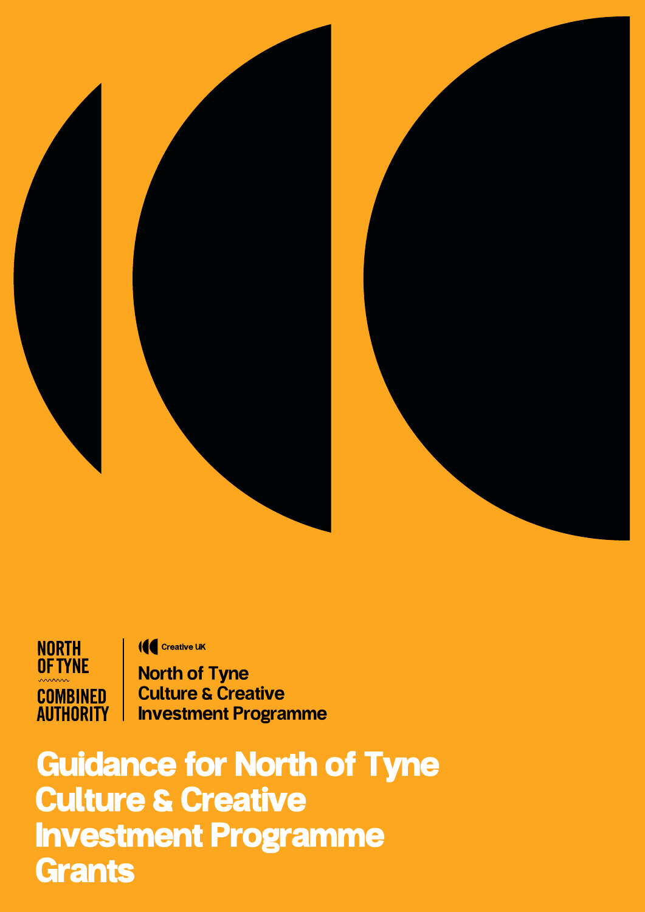NORTH OF TYNE COMBINED AUTHORITY

Creative UK

North of Tyne Culture & Creative Investment Programme

# Guidance for North of Tyne Culture & Creative Investment Programme Grants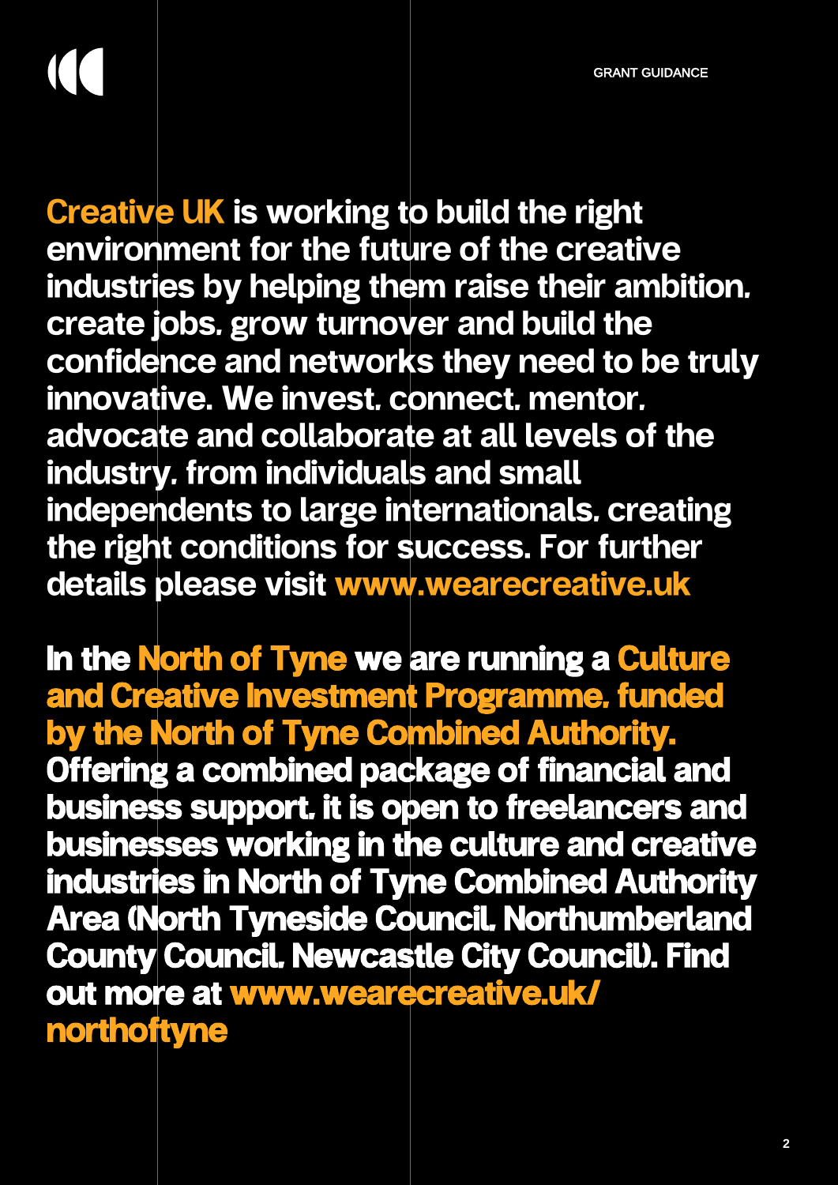**Creative UK is working to build the right environment for the future of the creative industries by helping them raise their ambition, create jobs, grow turnover and build the confidence and networks they need to be truly innovative. We invest, connect, mentor, advocate and collaborate at all levels of the industry, from individuals and small independents to large internationals, creating the right conditions for success. For further details please visit www.wearecreative.uk**

**In the North of Tyne we are running a Culture and Creative Investment Programme, funded by the North of Tyne Combined Authority. Offering a combined package of financial and business support, it is open to freelancers and businesses working in the culture and creative industries in North of Tyne Combined Authority Area (North Tyneside Council, Northumberland County Council, Newcastle City Council). Find out more at www.wearecreative.uk/northoftyne**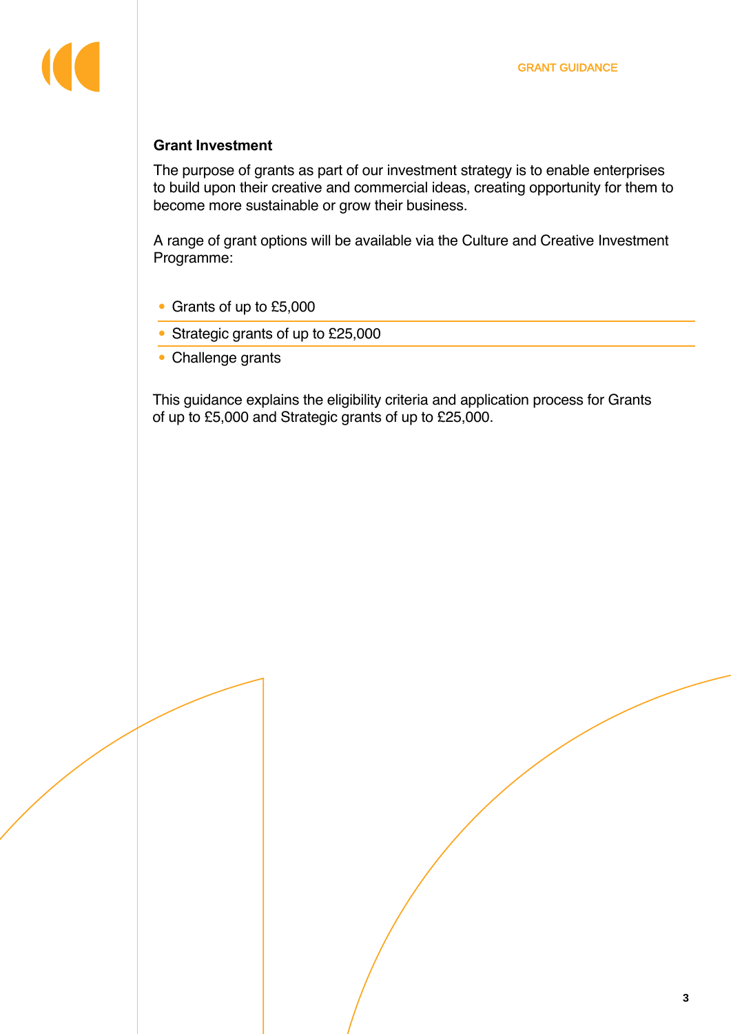## Grant Investment

The purpose of grants as part of our investment strategy is to enable enterprises to build upon their creative and commercial ideas, creating opportunity for them to become more sustainable or grow their business.

A range of grant options will be available via the Culture and Creative Investment Programme:

- Grants of up to £5,000
- Strategic grants of up to £25,000
- Challenge grants

This guidance explains the eligibility criteria and application process for Grants of up to £5,000 and Strategic grants of up to £25,000.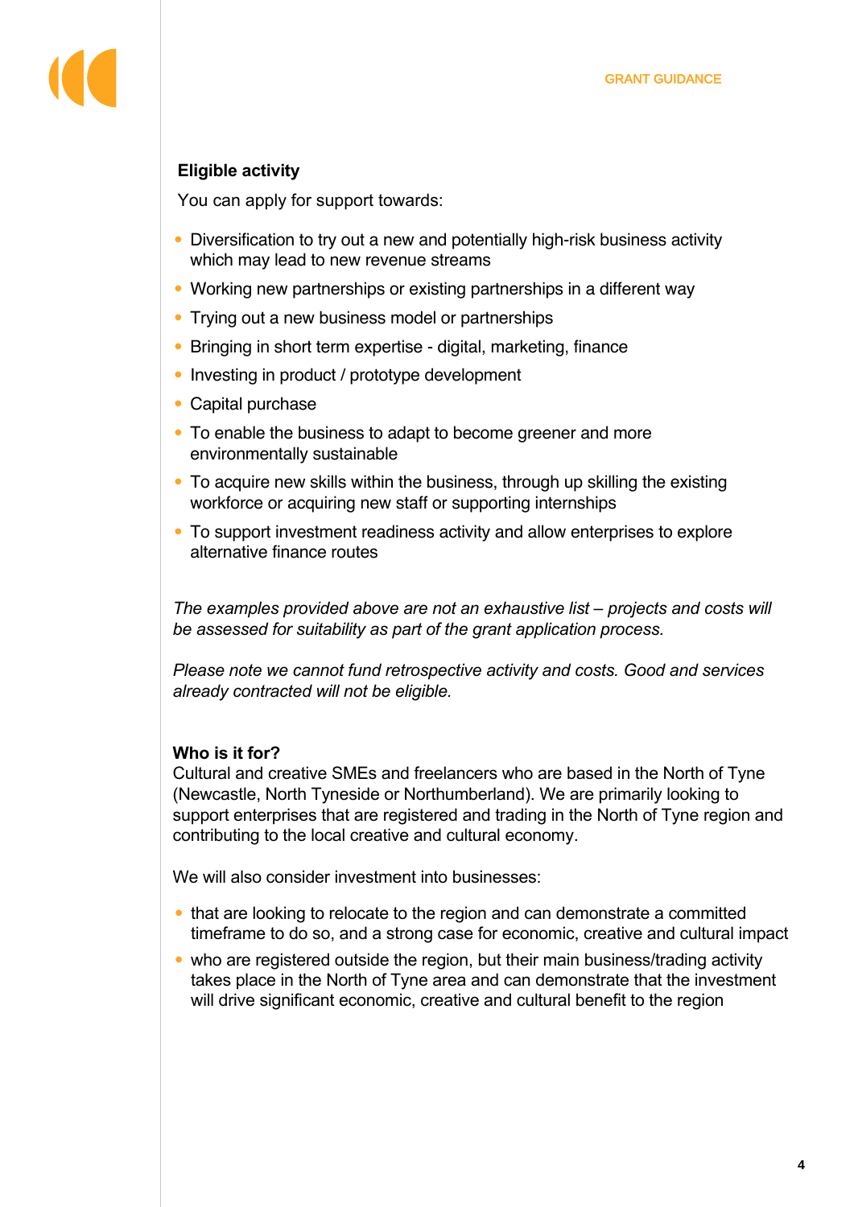## Eligible activity

You can apply for support towards:

- Diversification to try out a new and potentially high-risk business activity which may lead to new revenue streams
- Working new partnerships or existing partnerships in a different way
- Trying out a new business model or partnerships
- Bringing in short term expertise - digital, marketing, finance
- Investing in product / prototype development
- Capital purchase
- To enable the business to adapt to become greener and more environmentally sustainable
- To acquire new skills within the business, through up skilling the existing workforce or acquiring new staff or supporting internships
- To support investment readiness activity and allow enterprises to explore alternative finance routes

*The examples provided above are not an exhaustive list – projects and costs will be assessed for suitability as part of the grant application process.*

*Please note we cannot fund retrospective activity and costs. Good and services already contracted will not be eligible.*

## Who is it for?

Cultural and creative SMEs and freelancers who are based in the North of Tyne (Newcastle, North Tyneside or Northumberland). We are primarily looking to support enterprises that are registered and trading in the North of Tyne region and contributing to the local creative and cultural economy.

We will also consider investment into businesses:

- that are looking to relocate to the region and can demonstrate a committed timeframe to do so, and a strong case for economic, creative and cultural impact
- who are registered outside the region, but their main business/trading activity takes place in the North of Tyne area and can demonstrate that the investment will drive significant economic, creative and cultural benefit to the region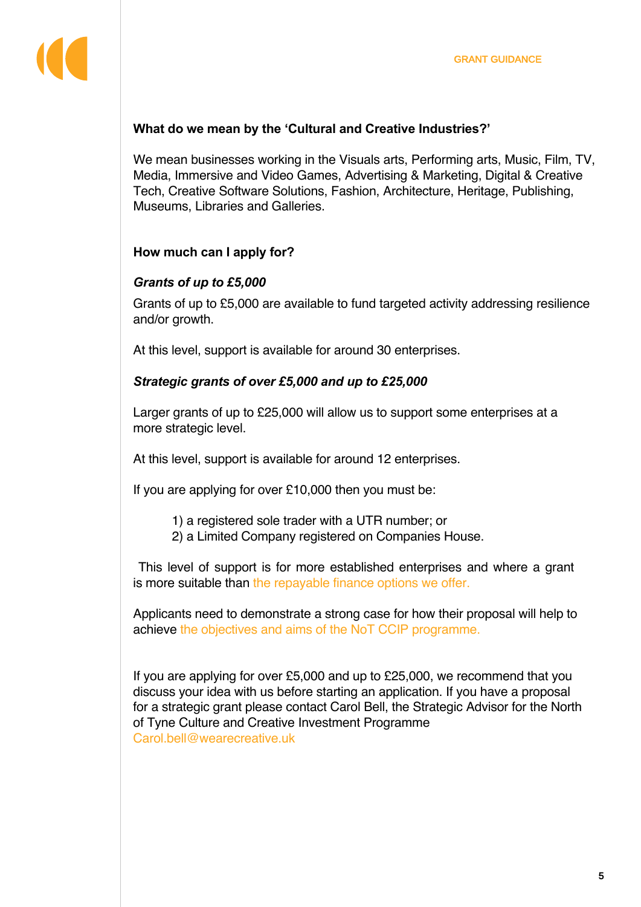### What do we mean by the 'Cultural and Creative Industries?'

We mean businesses working in the Visuals arts, Performing arts, Music, Film, TV, Media, Immersive and Video Games, Advertising & Marketing, Digital & Creative Tech, Creative Software Solutions, Fashion, Architecture, Heritage, Publishing, Museums, Libraries and Galleries.

### How much can I apply for?

***Grants of up to £5,000***

Grants of up to £5,000 are available to fund targeted activity addressing resilience and/or growth.

At this level, support is available for around 30 enterprises.

***Strategic grants of over £5,000 and up to £25,000***

Larger grants of up to £25,000 will allow us to support some enterprises at a more strategic level.

At this level, support is available for around 12 enterprises.

If you are applying for over £10,000 then you must be:

1) a registered sole trader with a UTR number; or
2) a Limited Company registered on Companies House.

This level of support is for more established enterprises and where a grant is more suitable than the repayable finance options we offer.

Applicants need to demonstrate a strong case for how their proposal will help to achieve the objectives and aims of the NoT CCIP programme.

If you are applying for over £5,000 and up to £25,000, we recommend that you discuss your idea with us before starting an application. If you have a proposal for a strategic grant please contact Carol Bell, the Strategic Advisor for the North of Tyne Culture and Creative Investment Programme Carol.bell@wearecreative.uk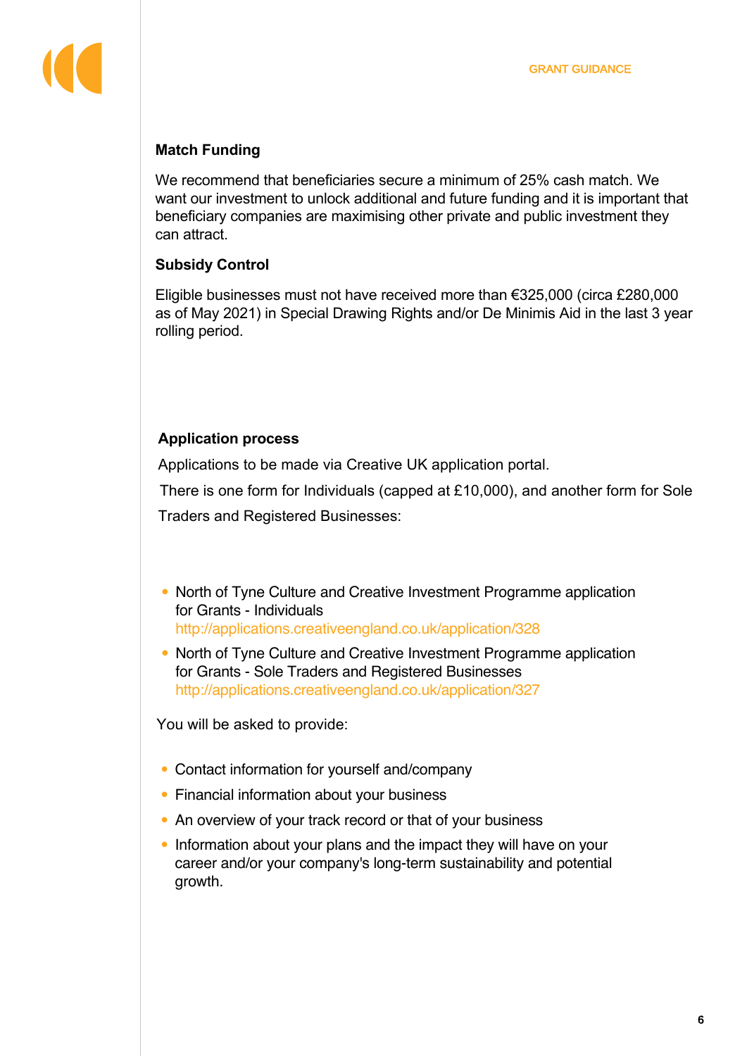### Match Funding

We recommend that beneficiaries secure a minimum of 25% cash match. We want our investment to unlock additional and future funding and it is important that beneficiary companies are maximising other private and public investment they can attract.

### Subsidy Control

Eligible businesses must not have received more than €325,000 (circa £280,000 as of May 2021) in Special Drawing Rights and/or De Minimis Aid in the last 3 year rolling period.

### Application process

Applications to be made via Creative UK application portal.

There is one form for Individuals (capped at £10,000), and another form for Sole Traders and Registered Businesses:

- North of Tyne Culture and Creative Investment Programme application for Grants - Individuals
  http://applications.creativeengland.co.uk/application/328
- North of Tyne Culture and Creative Investment Programme application for Grants - Sole Traders and Registered Businesses
  http://applications.creativeengland.co.uk/application/327

You will be asked to provide:

- Contact information for yourself and/company
- Financial information about your business
- An overview of your track record or that of your business
- Information about your plans and the impact they will have on your career and/or your company's long-term sustainability and potential growth.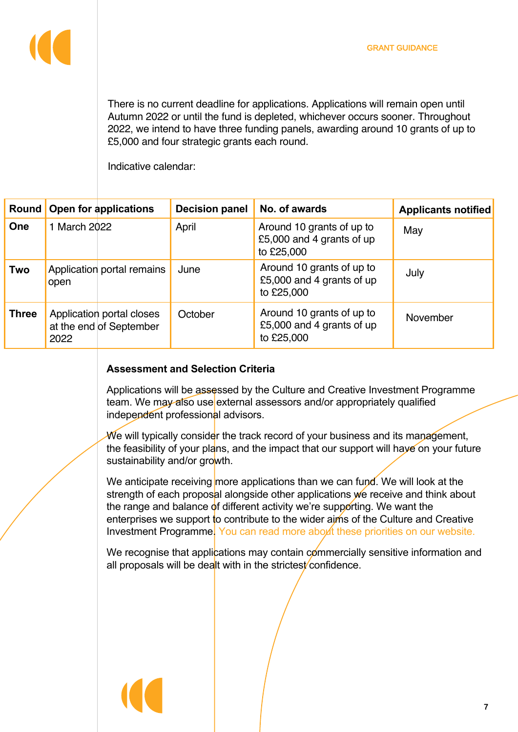There is no current deadline for applications. Applications will remain open until Autumn 2022 or until the fund is depleted, whichever occurs sooner. Throughout 2022, we intend to have three funding panels, awarding around 10 grants of up to £5,000 and four strategic grants each round.

Indicative calendar:

| Round | Open for applications | Decision panel | No. of awards | Applicants notified |
|---|---|---|---|---|
| One | 1 March 2022 | April | Around 10 grants of up to £5,000 and 4 grants of up to £25,000 | May |
| Two | Application portal remains open | June | Around 10 grants of up to £5,000 and 4 grants of up to £25,000 | July |
| Three | Application portal closes at the end of September 2022 | October | Around 10 grants of up to £5,000 and 4 grants of up to £25,000 | November |

**Assessment and Selection Criteria**

Applications will be assessed by the Culture and Creative Investment Programme team. We may also use external assessors and/or appropriately qualified independent professional advisors.

We will typically consider the track record of your business and its management, the feasibility of your plans, and the impact that our support will have on your future sustainability and/or growth.

We anticipate receiving more applications than we can fund. We will look at the strength of each proposal alongside other applications we receive and think about the range and balance of different activity we're supporting. We want the enterprises we support to contribute to the wider aims of the Culture and Creative Investment Programme. You can read more about these priorities on our website.

We recognise that applications may contain commercially sensitive information and all proposals will be dealt with in the strictest confidence.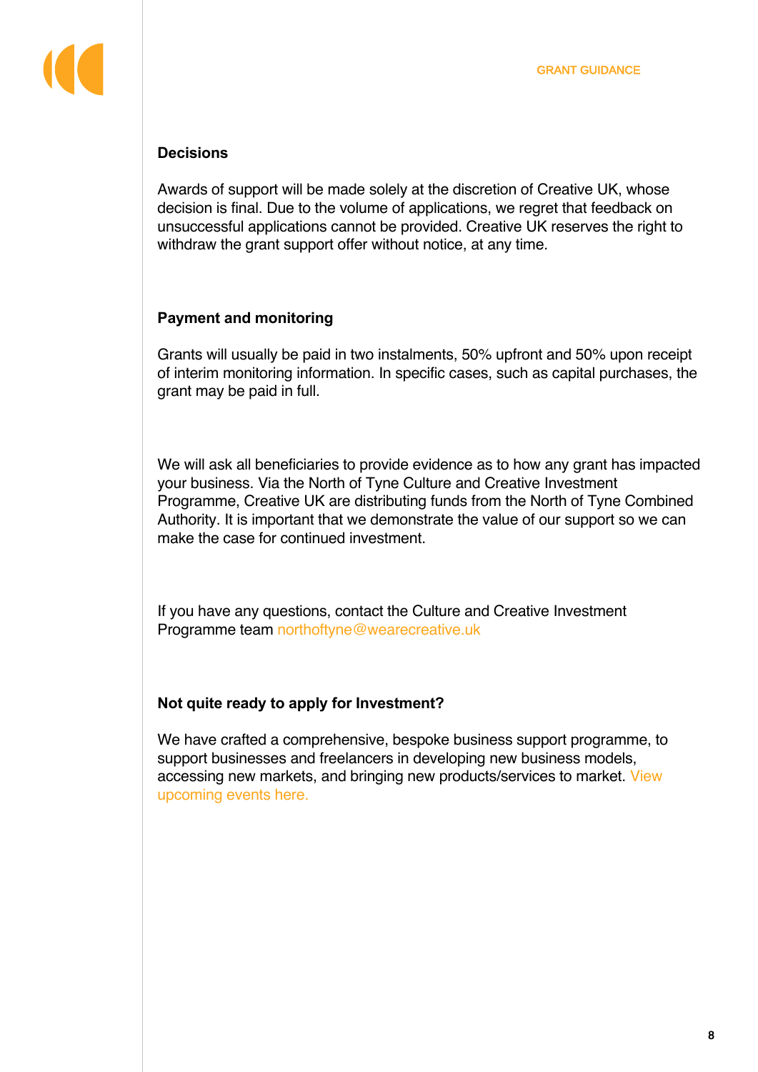### Decisions

Awards of support will be made solely at the discretion of Creative UK, whose decision is final. Due to the volume of applications, we regret that feedback on unsuccessful applications cannot be provided. Creative UK reserves the right to withdraw the grant support offer without notice, at any time.

### Payment and monitoring

Grants will usually be paid in two instalments, 50% upfront and 50% upon receipt of interim monitoring information. In specific cases, such as capital purchases, the grant may be paid in full.

We will ask all beneficiaries to provide evidence as to how any grant has impacted your business. Via the North of Tyne Culture and Creative Investment Programme, Creative UK are distributing funds from the North of Tyne Combined Authority. It is important that we demonstrate the value of our support so we can make the case for continued investment.

If you have any questions, contact the Culture and Creative Investment Programme team northoftyne@wearecreative.uk

### Not quite ready to apply for Investment?

We have crafted a comprehensive, bespoke business support programme, to support businesses and freelancers in developing new business models, accessing new markets, and bringing new products/services to market. View upcoming events here.